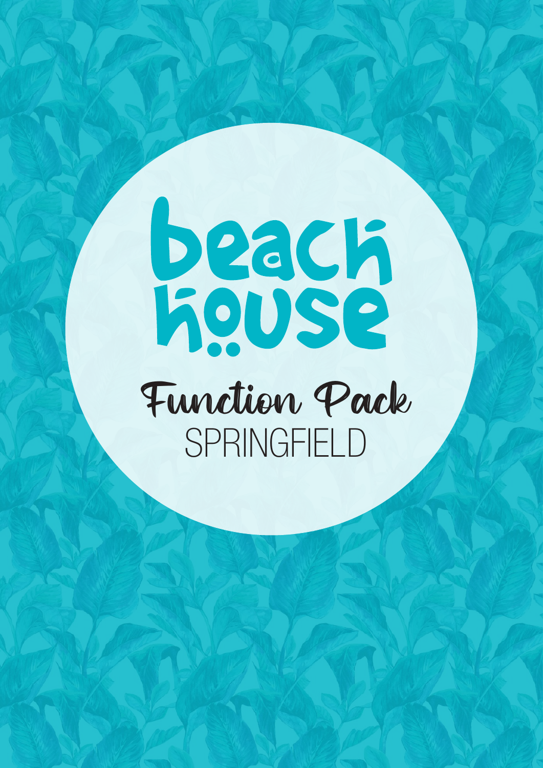# beach house

## Function Pack

SPRINGFIELD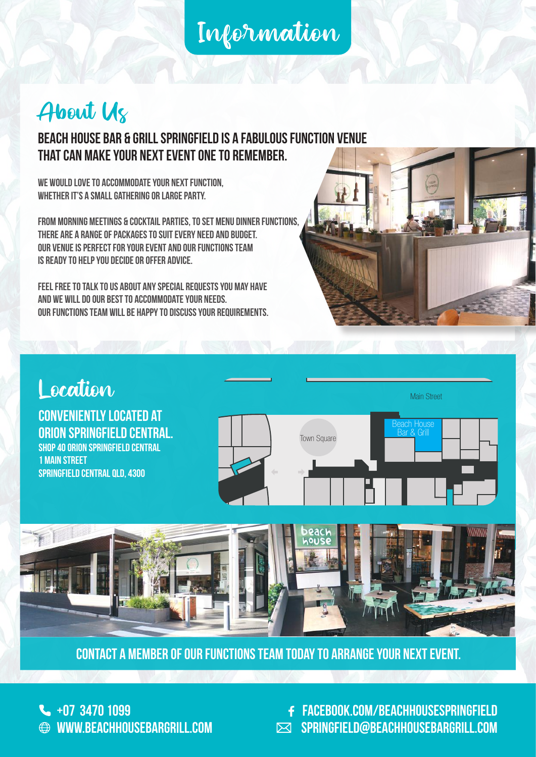# Information

## About Us

### BEACH HOUSE BAR & GRILL SPRINGFIELD IS A FABULOUS FUNCTION VENUE THAT CAN MAKE YOUR NEXT EVENT ONE TO REMEMBER.

WE WOULD LOVE TO ACCOMMODATE YOUR NEXT FUNCTION, WHETHER IT'S A SMALL GATHERING OR LARGE PARTY.

FROM MORNING MEETINGS & COCKTAIL PARTIES, TO SET MENU DINNER FUNCTIONS, THERE ARE A RANGE OF PACKAGES TO SUIT EVERY NEED AND BUDGET. OUR VENUE IS PERFECT FOR YOUR EVENT AND OUR FUNCTIONS TEAM IS READY TO HELP YOU DECIDE OR OFFER ADVICE.

FEEL FREE TO TALK TO US ABOUT ANY SPECIAL REQUESTS YOU MAY HAVE AND WE WILL DO OUR BEST TO ACCOMMODATE YOUR NEEDS. OUR FUNCTIONS TEAM WILL BE HAPPY TO DISCUSS YOUR REQUIREMENTS.

## Location

### CONVENIENTLY LOCATED AT ORION SPRINGFIELD CENTRAL.

SHOP 40 ORION SPRINGFIELD CENTRAL
1 MAIN STREET
SPRINGFIELD CENTRAL QLD, 4300

Main Street

Town Square

Beach House Bar & Grill

**CONTACT A MEMBER OF OUR FUNCTIONS TEAM TODAY TO ARRANGE YOUR NEXT EVENT.**

+07 3470 1099
WWW.BEACHHOUSEBARGRILL.COM
FACEBOOK.COM/BEACHHOUSESPRINGFIELD
SPRINGFIELD@BEACHHOUSEBARGRILL.COM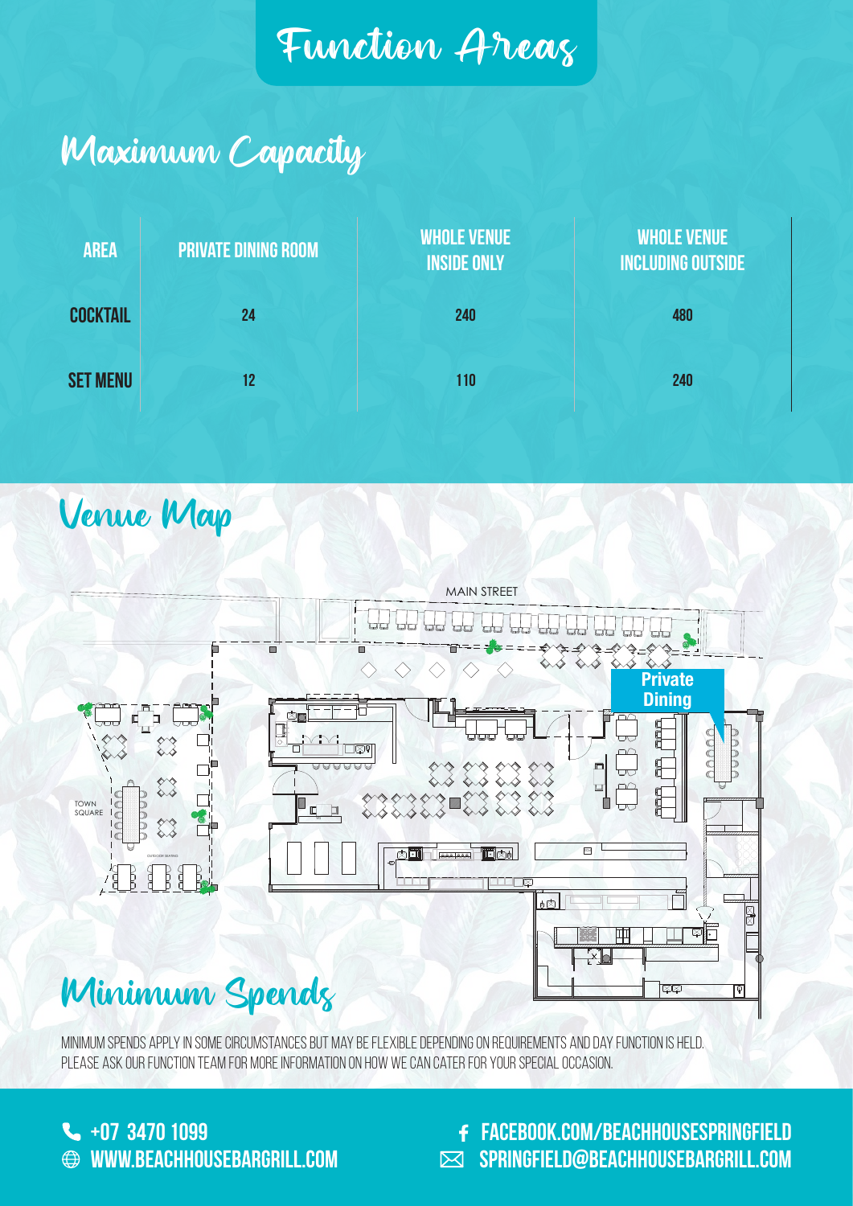# Function Areas

## Maximum Capacity

| AREA | PRIVATE DINING ROOM | WHOLE VENUE INSIDE ONLY | WHOLE VENUE INCLUDING OUTSIDE |
|---|---|---|---|
| COCKTAIL | 24 | 240 | 480 |
| SET MENU | 12 | 110 | 240 |

## Venue Map

MAIN STREET

Private Dining

TOWN SQUARE

OUTDOOR SEATING

## Minimum Spends

MINIMUM SPENDS APPLY IN SOME CIRCUMSTANCES BUT MAY BE FLEXIBLE DEPENDING ON REQUIREMENTS AND DAY FUNCTION IS HELD. PLEASE ASK OUR FUNCTION TEAM FOR MORE INFORMATION ON HOW WE CAN CATER FOR YOUR SPECIAL OCCASION.

+07 3470 1099
WWW.BEACHHOUSEBARGRILL.COM
FACEBOOK.COM/BEACHHOUSESPRINGFIELD
SPRINGFIELD@BEACHHOUSEBARGRILL.COM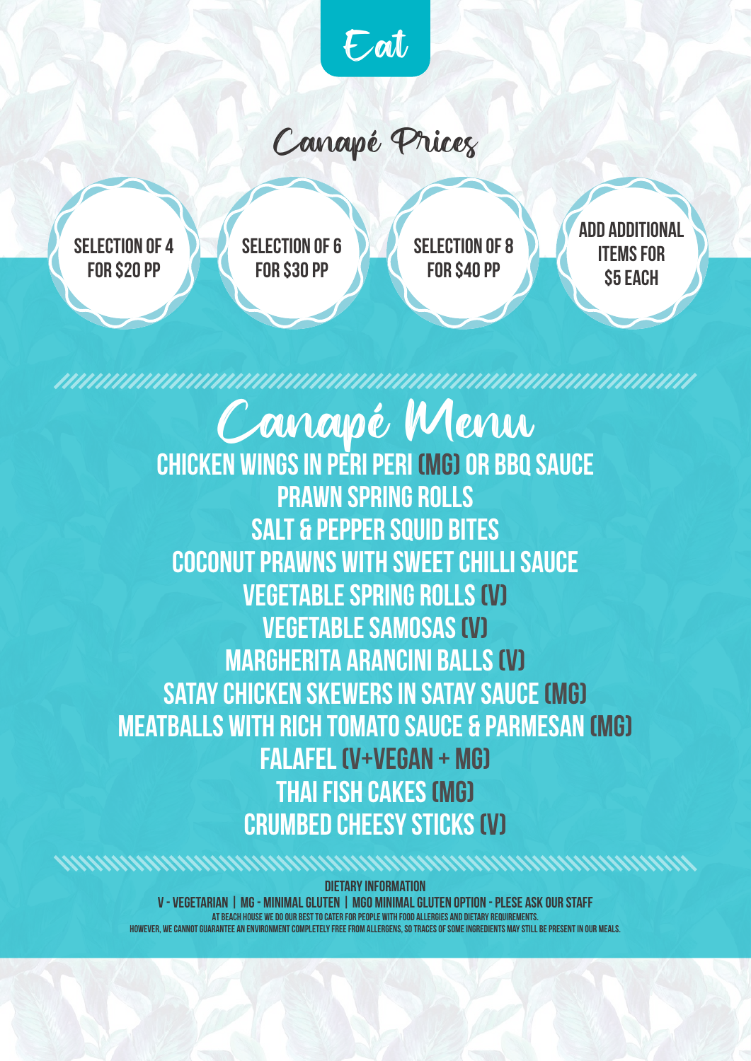# Eat

## Canapé Prices

- SELECTION OF 4 FOR $20 PP
- SELECTION OF 6 FOR $30 PP
- SELECTION OF 8 FOR $40 PP
- ADD ADDITIONAL ITEMS FOR $5 EACH

## Canapé Menu

CHICKEN WINGS IN PERI PERI (MG) OR BBQ SAUCE
PRAWN SPRING ROLLS
SALT & PEPPER SQUID BITES
COCONUT PRAWNS WITH SWEET CHILLI SAUCE
VEGETABLE SPRING ROLLS (V)
VEGETABLE SAMOSAS (V)
MARGHERITA ARANCINI BALLS (V)
SATAY CHICKEN SKEWERS IN SATAY SAUCE (MG)
MEATBALLS WITH RICH TOMATO SAUCE & PARMESAN (MG)
FALAFEL (V+VEGAN + MG)
THAI FISH CAKES (MG)
CRUMBED CHEESY STICKS (V)

**DIETARY INFORMATION**

V - VEGETARIAN | MG - MINIMAL GLUTEN | MGO MINIMAL GLUTEN OPTION - PLESE ASK OUR STAFF

AT BEACH HOUSE WE DO OUR BEST TO CATER FOR PEOPLE WITH FOOD ALLERGIES AND DIETARY REQUIREMENTS.
HOWEVER, WE CANNOT GUARANTEE AN ENVIRONMENT COMPLETELY FREE FROM ALLERGENS, SO TRACES OF SOME INGREDIENTS MAY STILL BE PRESENT IN OUR MEALS.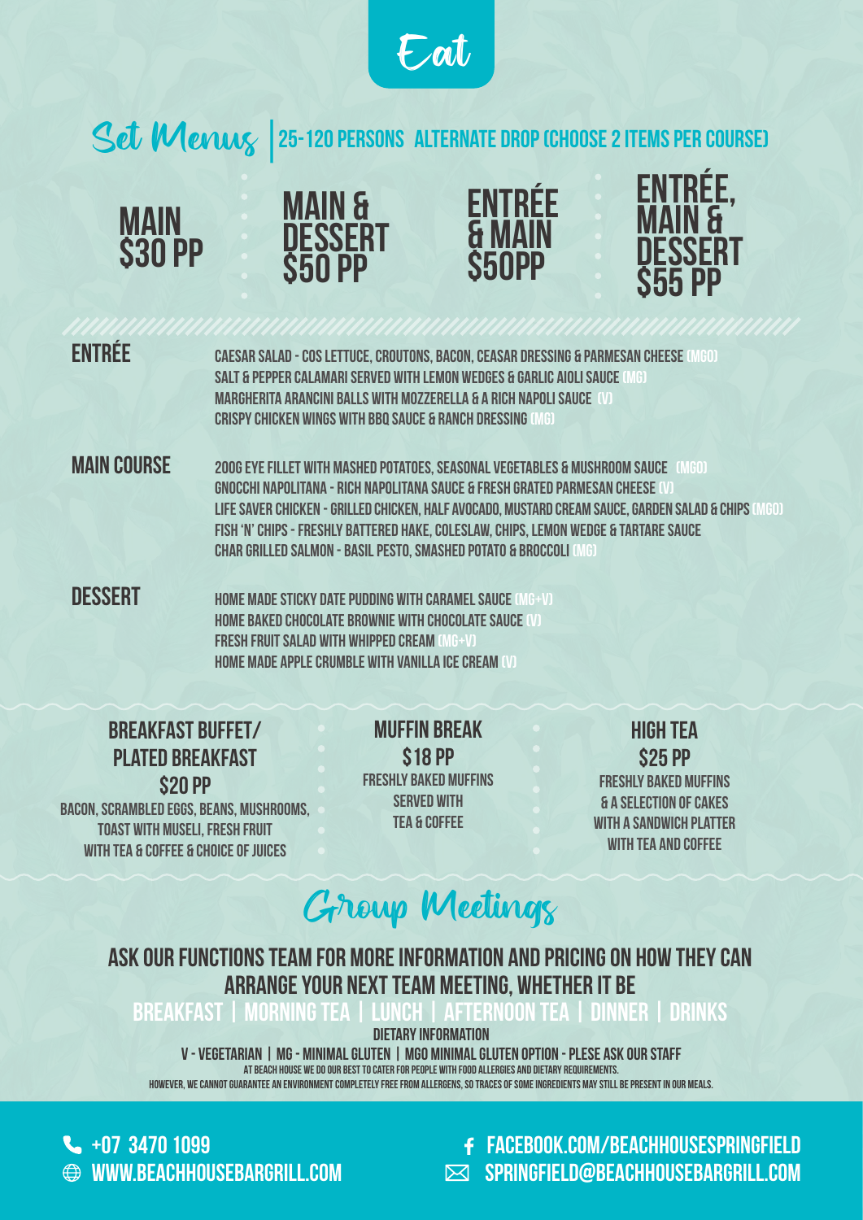# Eat

## Set Menus | 25-120 PERSONS ALTERNATE DROP (CHOOSE 2 ITEMS PER COURSE)

**MAIN $30 PP** | **MAIN & DESSERT $50 PP** | **ENTRÉE & MAIN $50PP** | **ENTRÉE, MAIN & DESSERT $55 PP**

### ENTRÉE

- CAESAR SALAD - COS LETTUCE, CROUTONS, BACON, CEASAR DRESSING & PARMESAN CHEESE (MGO)
- SALT & PEPPER CALAMARI SERVED WITH LEMON WEDGES & GARLIC AIOLI SAUCE (MG)
- MARGHERITA ARANCINI BALLS WITH MOZZERELLA & A RICH NAPOLI SAUCE (V)
- CRISPY CHICKEN WINGS WITH BBQ SAUCE & RANCH DRESSING (MG)

### MAIN COURSE

- 200G EYE FILLET WITH MASHED POTATOES, SEASONAL VEGETABLES & MUSHROOM SAUCE (MGO)
- GNOCCHI NAPOLITANA - RICH NAPOLITANA SAUCE & FRESH GRATED PARMESAN CHEESE (V)
- LIFE SAVER CHICKEN - GRILLED CHICKEN, HALF AVOCADO, MUSTARD CREAM SAUCE, GARDEN SALAD & CHIPS (MGO)
- FISH 'N' CHIPS - FRESHLY BATTERED HAKE, COLESLAW, CHIPS, LEMON WEDGE & TARTARE SAUCE
- CHAR GRILLED SALMON - BASIL PESTO, SMASHED POTATO & BROCCOLI (MG)

### DESSERT

- HOME MADE STICKY DATE PUDDING WITH CARAMEL SAUCE (MG+V)
- HOME BAKED CHOCOLATE BROWNIE WITH CHOCOLATE SAUCE (V)
- FRESH FRUIT SALAD WITH WHIPPED CREAM (MG+V)
- HOME MADE APPLE CRUMBLE WITH VANILLA ICE CREAM (V)

### BREAKFAST BUFFET/ PLATED BREAKFAST
**$20 PP**

BACON, SCRAMBLED EGGS, BEANS, MUSHROOMS, TOAST WITH MUSELI, FRESH FRUIT WITH TEA & COFFEE & CHOICE OF JUICES

### MUFFIN BREAK
**$18 PP**

FRESHLY BAKED MUFFINS SERVED WITH TEA & COFFEE

### HIGH TEA
**$25 PP**

FRESHLY BAKED MUFFINS & A SELECTION OF CAKES WITH A SANDWICH PLATTER WITH TEA AND COFFEE

## Group Meetings

ASK OUR FUNCTIONS TEAM FOR MORE INFORMATION AND PRICING ON HOW THEY CAN ARRANGE YOUR NEXT TEAM MEETING, WHETHER IT BE

BREAKFAST | MORNING TEA | LUNCH | AFTERNOON TEA | DINNER | DRINKS

DIETARY INFORMATION

V - VEGETARIAN | MG - MINIMAL GLUTEN | MGO MINIMAL GLUTEN OPTION - PLESE ASK OUR STAFF

AT BEACH HOUSE WE DO OUR BEST TO CATER FOR PEOPLE WITH FOOD ALLERGIES AND DIETARY REQUIREMENTS.
HOWEVER, WE CANNOT GUARANTEE AN ENVIRONMENT COMPLETELY FREE FROM ALLERGENS, SO TRACES OF SOME INGREDIENTS MAY STILL BE PRESENT IN OUR MEALS.

+07 3470 1099
WWW.BEACHHOUSEBARGRILL.COM
FACEBOOK.COM/BEACHHOUSESPRINGFIELD
SPRINGFIELD@BEACHHOUSEBARGRILL.COM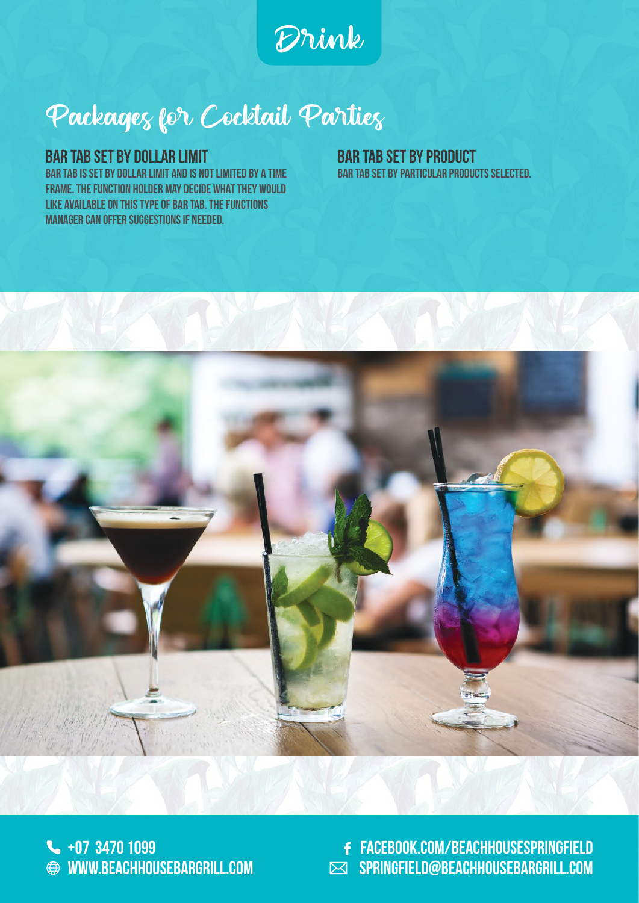# Drink

## Packages for Cocktail Parties

### BAR TAB SET BY DOLLAR LIMIT

BAR TAB IS SET BY DOLLAR LIMIT AND IS NOT LIMITED BY A TIME FRAME. THE FUNCTION HOLDER MAY DECIDE WHAT THEY WOULD LIKE AVAILABLE ON THIS TYPE OF BAR TAB. THE FUNCTIONS MANAGER CAN OFFER SUGGESTIONS IF NEEDED.

### BAR TAB SET BY PRODUCT

BAR TAB SET BY PARTICULAR PRODUCTS SELECTED.

+07 3470 1099
WWW.BEACHHOUSEBARGRILL.COM
FACEBOOK.COM/BEACHHOUSESPRINGFIELD
SPRINGFIELD@BEACHHOUSEBARGRILL.COM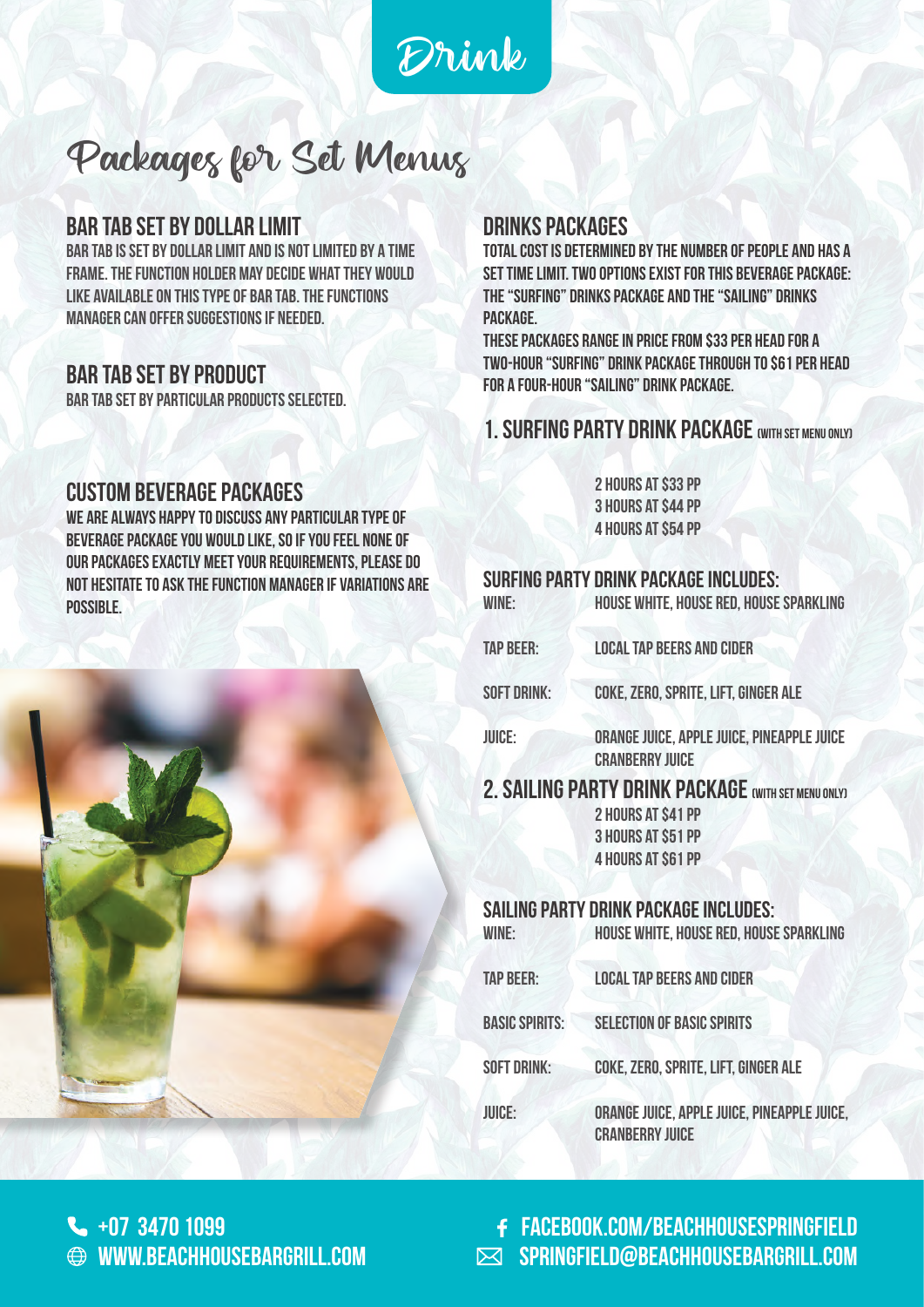# Drink

## Packages for Set Menus

### BAR TAB SET BY DOLLAR LIMIT

BAR TAB IS SET BY DOLLAR LIMIT AND IS NOT LIMITED BY A TIME FRAME. THE FUNCTION HOLDER MAY DECIDE WHAT THEY WOULD LIKE AVAILABLE ON THIS TYPE OF BAR TAB. THE FUNCTIONS MANAGER CAN OFFER SUGGESTIONS IF NEEDED.

### BAR TAB SET BY PRODUCT

BAR TAB SET BY PARTICULAR PRODUCTS SELECTED.

### CUSTOM BEVERAGE PACKAGES

WE ARE ALWAYS HAPPY TO DISCUSS ANY PARTICULAR TYPE OF BEVERAGE PACKAGE YOU WOULD LIKE, SO IF YOU FEEL NONE OF OUR PACKAGES EXACTLY MEET YOUR REQUIREMENTS, PLEASE DO NOT HESITATE TO ASK THE FUNCTION MANAGER IF VARIATIONS ARE POSSIBLE.

### DRINKS PACKAGES

TOTAL COST IS DETERMINED BY THE NUMBER OF PEOPLE AND HAS A SET TIME LIMIT. TWO OPTIONS EXIST FOR THIS BEVERAGE PACKAGE: THE "SURFING" DRINKS PACKAGE AND THE "SAILING" DRINKS PACKAGE.

THESE PACKAGES RANGE IN PRICE FROM $33 PER HEAD FOR A TWO-HOUR "SURFING" DRINK PACKAGE THROUGH TO $61 PER HEAD FOR A FOUR-HOUR "SAILING" DRINK PACKAGE.

### 1. SURFING PARTY DRINK PACKAGE (WITH SET MENU ONLY)

2 HOURS AT $33 PP
3 HOURS AT $44 PP
4 HOURS AT $54 PP

**SURFING PARTY DRINK PACKAGE INCLUDES:**

| | |
|---|---|
| WINE: | HOUSE WHITE, HOUSE RED, HOUSE SPARKLING |
| TAP BEER: | LOCAL TAP BEERS AND CIDER |
| SOFT DRINK: | COKE, ZERO, SPRITE, LIFT, GINGER ALE |
| JUICE: | ORANGE JUICE, APPLE JUICE, PINEAPPLE JUICE CRANBERRY JUICE |

### 2. SAILING PARTY DRINK PACKAGE (WITH SET MENU ONLY)

2 HOURS AT $41 PP
3 HOURS AT $51 PP
4 HOURS AT $61 PP

**SAILING PARTY DRINK PACKAGE INCLUDES:**

| | |
|---|---|
| WINE: | HOUSE WHITE, HOUSE RED, HOUSE SPARKLING |
| TAP BEER: | LOCAL TAP BEERS AND CIDER |
| BASIC SPIRITS: | SELECTION OF BASIC SPIRITS |
| SOFT DRINK: | COKE, ZERO, SPRITE, LIFT, GINGER ALE |
| JUICE: | ORANGE JUICE, APPLE JUICE, PINEAPPLE JUICE, CRANBERRY JUICE |

+07 3470 1099
WWW.BEACHHOUSEBARGRILL.COM
FACEBOOK.COM/BEACHHOUSESPRINGFIELD
SPRINGFIELD@BEACHHOUSEBARGRILL.COM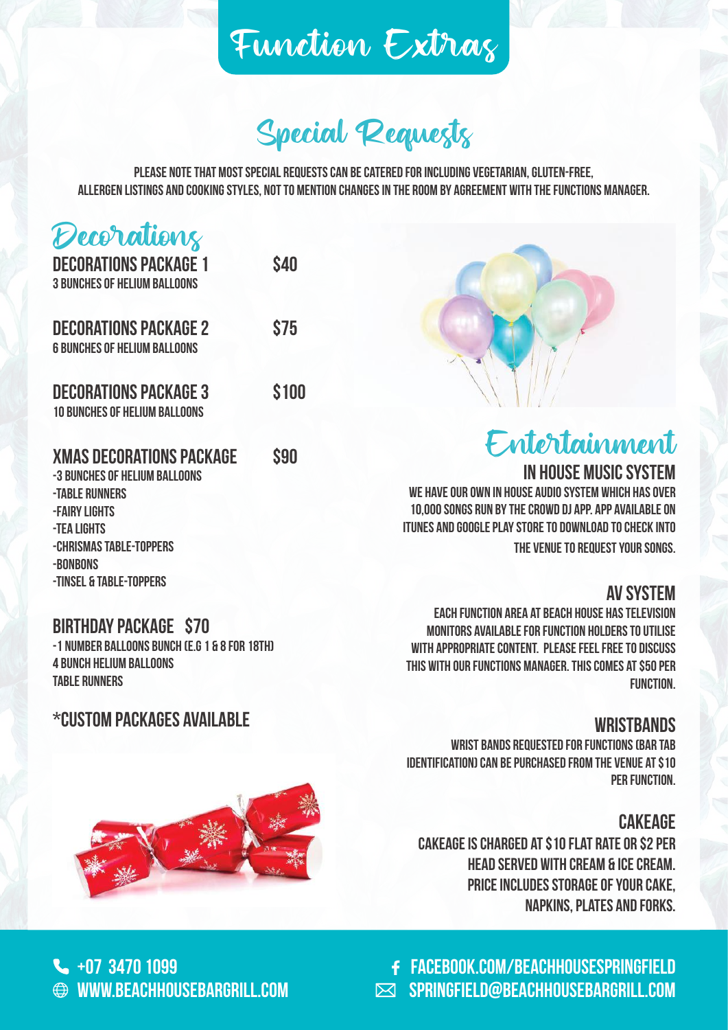# Function Extras

## Special Requests

PLEASE NOTE THAT MOST SPECIAL REQUESTS CAN BE CATERED FOR INCLUDING VEGETARIAN, GLUTEN-FREE, ALLERGEN LISTINGS AND COOKING STYLES, NOT TO MENTION CHANGES IN THE ROOM BY AGREEMENT WITH THE FUNCTIONS MANAGER.

## Decorations

**DECORATIONS PACKAGE 1** — **$40**
3 BUNCHES OF HELIUM BALLOONS

**DECORATIONS PACKAGE 2** — **$75**
6 BUNCHES OF HELIUM BALLOONS

**DECORATIONS PACKAGE 3** — **$100**
10 BUNCHES OF HELIUM BALLOONS

**XMAS DECORATIONS PACKAGE** — **$90**

- 3 BUNCHES OF HELIUM BALLOONS
- TABLE RUNNERS
- FAIRY LIGHTS
- TEA LIGHTS
- CHRISMAS TABLE-TOPPERS
- BONBONS
- TINSEL & TABLE-TOPPERS

**BIRTHDAY PACKAGE $70**

- 1 NUMBER BALLOONS BUNCH (E.G 1 & 8 FOR 18TH)
- 4 BUNCH HELIUM BALLOONS
- TABLE RUNNERS

**\*CUSTOM PACKAGES AVAILABLE**

## Entertainment

### IN HOUSE MUSIC SYSTEM

WE HAVE OUR OWN IN HOUSE AUDIO SYSTEM WHICH HAS OVER 10,000 SONGS RUN BY THE CROWD DJ APP. APP AVAILABLE ON ITUNES AND GOOGLE PLAY STORE TO DOWNLOAD TO CHECK INTO THE VENUE TO REQUEST YOUR SONGS.

### AV SYSTEM

EACH FUNCTION AREA AT BEACH HOUSE HAS TELEVISION MONITORS AVAILABLE FOR FUNCTION HOLDERS TO UTILISE WITH APPROPRIATE CONTENT. PLEASE FEEL FREE TO DISCUSS THIS WITH OUR FUNCTIONS MANAGER. THIS COMES AT $50 PER FUNCTION.

### WRISTBANDS

WRIST BANDS REQUESTED FOR FUNCTIONS (BAR TAB IDENTIFICATION) CAN BE PURCHASED FROM THE VENUE AT $10 PER FUNCTION.

### CAKEAGE

CAKEAGE IS CHARGED AT $10 FLAT RATE OR $2 PER HEAD SERVED WITH CREAM & ICE CREAM. PRICE INCLUDES STORAGE OF YOUR CAKE, NAPKINS, PLATES AND FORKS.

+07 3470 1099
WWW.BEACHHOUSEBARGRILL.COM
FACEBOOK.COM/BEACHHOUSESPRINGFIELD
SPRINGFIELD@BEACHHOUSEBARGRILL.COM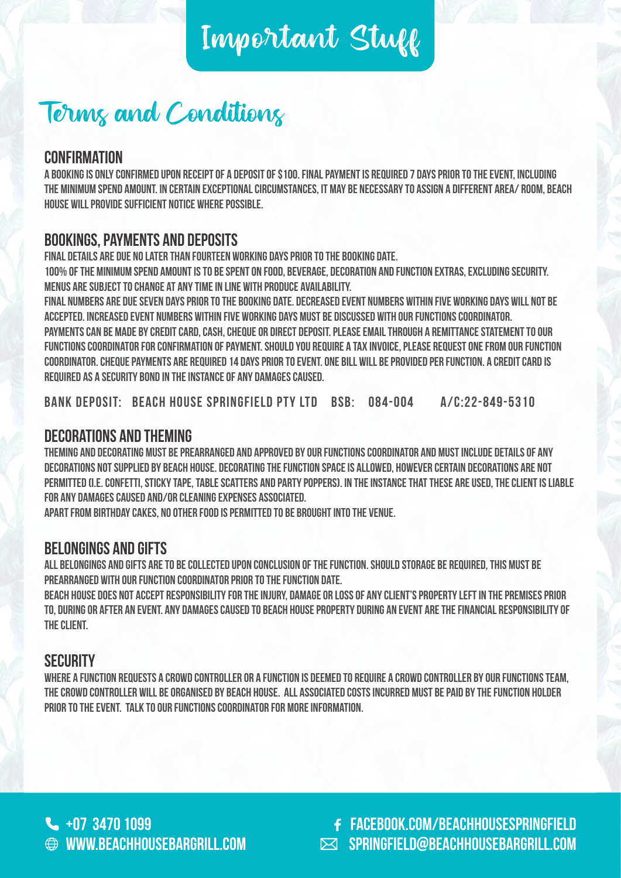# Important Stuff

## Terms and Conditions

### CONFIRMATION

A BOOKING IS ONLY CONFIRMED UPON RECEIPT OF A DEPOSIT OF $100. FINAL PAYMENT IS REQUIRED 7 DAYS PRIOR TO THE EVENT, INCLUDING THE MINIMUM SPEND AMOUNT. IN CERTAIN EXCEPTIONAL CIRCUMSTANCES, IT MAY BE NECESSARY TO ASSIGN A DIFFERENT AREA/ ROOM, BEACH HOUSE WILL PROVIDE SUFFICIENT NOTICE WHERE POSSIBLE.

### BOOKINGS, PAYMENTS AND DEPOSITS

FINAL DETAILS ARE DUE NO LATER THAN FOURTEEN WORKING DAYS PRIOR TO THE BOOKING DATE.

100% OF THE MINIMUM SPEND AMOUNT IS TO BE SPENT ON FOOD, BEVERAGE, DECORATION AND FUNCTION EXTRAS, EXCLUDING SECURITY. MENUS ARE SUBJECT TO CHANGE AT ANY TIME IN LINE WITH PRODUCE AVAILABILITY.

FINAL NUMBERS ARE DUE SEVEN DAYS PRIOR TO THE BOOKING DATE. DECREASED EVENT NUMBERS WITHIN FIVE WORKING DAYS WILL NOT BE ACCEPTED. INCREASED EVENT NUMBERS WITHIN FIVE WORKING DAYS MUST BE DISCUSSED WITH OUR FUNCTIONS COORDINATOR. PAYMENTS CAN BE MADE BY CREDIT CARD, CASH, CHEQUE OR DIRECT DEPOSIT. PLEASE EMAIL THROUGH A REMITTANCE STATEMENT TO OUR FUNCTIONS COORDINATOR FOR CONFIRMATION OF PAYMENT. SHOULD YOU REQUIRE A TAX INVOICE, PLEASE REQUEST ONE FROM OUR FUNCTION COORDINATOR. CHEQUE PAYMENTS ARE REQUIRED 14 DAYS PRIOR TO EVENT. ONE BILL WILL BE PROVIDED PER FUNCTION. A CREDIT CARD IS REQUIRED AS A SECURITY BOND IN THE INSTANCE OF ANY DAMAGES CAUSED.

BANK DEPOSIT: BEACH HOUSE SPRINGFIELD PTY LTD BSB: 084-004 A/C:22-849-5310

### DECORATIONS AND THEMING

THEMING AND DECORATING MUST BE PREARRANGED AND APPROVED BY OUR FUNCTIONS COORDINATOR AND MUST INCLUDE DETAILS OF ANY DECORATIONS NOT SUPPLIED BY BEACH HOUSE. DECORATING THE FUNCTION SPACE IS ALLOWED, HOWEVER CERTAIN DECORATIONS ARE NOT PERMITTED (I.E. CONFETTI, STICKY TAPE, TABLE SCATTERS AND PARTY POPPERS). IN THE INSTANCE THAT THESE ARE USED, THE CLIENT IS LIABLE FOR ANY DAMAGES CAUSED AND/OR CLEANING EXPENSES ASSOCIATED.

APART FROM BIRTHDAY CAKES, NO OTHER FOOD IS PERMITTED TO BE BROUGHT INTO THE VENUE.

### BELONGINGS AND GIFTS

ALL BELONGINGS AND GIFTS ARE TO BE COLLECTED UPON CONCLUSION OF THE FUNCTION. SHOULD STORAGE BE REQUIRED, THIS MUST BE PREARRANGED WITH OUR FUNCTION COORDINATOR PRIOR TO THE FUNCTION DATE.

BEACH HOUSE DOES NOT ACCEPT RESPONSIBILITY FOR THE INJURY, DAMAGE OR LOSS OF ANY CLIENT'S PROPERTY LEFT IN THE PREMISES PRIOR TO, DURING OR AFTER AN EVENT. ANY DAMAGES CAUSED TO BEACH HOUSE PROPERTY DURING AN EVENT ARE THE FINANCIAL RESPONSIBILITY OF THE CLIENT.

### SECURITY

WHERE A FUNCTION REQUESTS A CROWD CONTROLLER OR A FUNCTION IS DEEMED TO REQUIRE A CROWD CONTROLLER BY OUR FUNCTIONS TEAM, THE CROWD CONTROLLER WILL BE ORGANISED BY BEACH HOUSE. ALL ASSOCIATED COSTS INCURRED MUST BE PAID BY THE FUNCTION HOLDER PRIOR TO THE EVENT. TALK TO OUR FUNCTIONS COORDINATOR FOR MORE INFORMATION.

+07 3470 1099
WWW.BEACHHOUSEBARGRILL.COM
FACEBOOK.COM/BEACHHOUSESPRINGFIELD
SPRINGFIELD@BEACHHOUSEBARGRILL.COM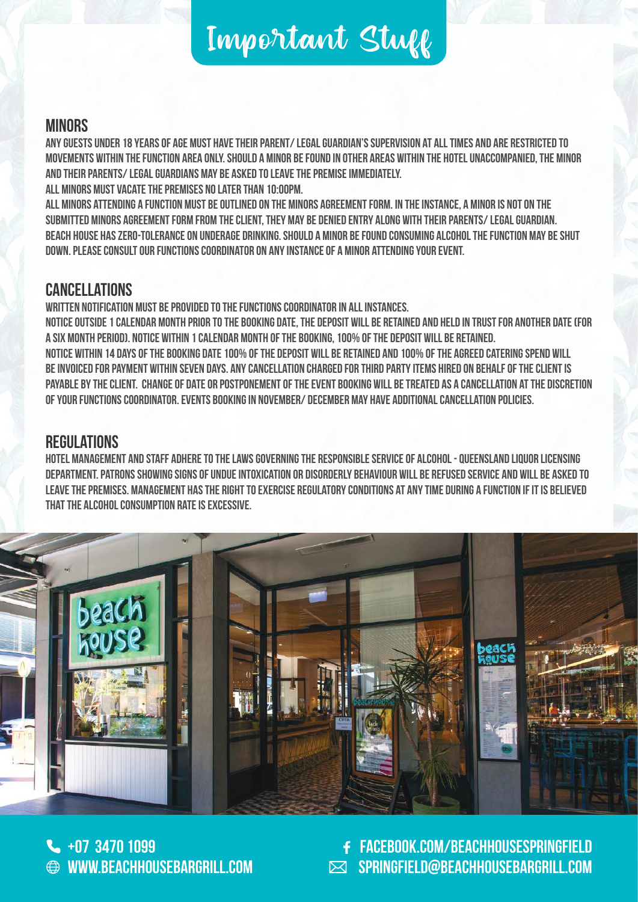# Important Stuff

## MINORS

ANY GUESTS UNDER 18 YEARS OF AGE MUST HAVE THEIR PARENT/ LEGAL GUARDIAN'S SUPERVISION AT ALL TIMES AND ARE RESTRICTED TO MOVEMENTS WITHIN THE FUNCTION AREA ONLY. SHOULD A MINOR BE FOUND IN OTHER AREAS WITHIN THE HOTEL UNACCOMPANIED, THE MINOR AND THEIR PARENTS/ LEGAL GUARDIANS MAY BE ASKED TO LEAVE THE PREMISE IMMEDIATELY.
ALL MINORS MUST VACATE THE PREMISES NO LATER THAN 10:00PM.
ALL MINORS ATTENDING A FUNCTION MUST BE OUTLINED ON THE MINORS AGREEMENT FORM. IN THE INSTANCE, A MINOR IS NOT ON THE SUBMITTED MINORS AGREEMENT FORM FROM THE CLIENT, THEY MAY BE DENIED ENTRY ALONG WITH THEIR PARENTS/ LEGAL GUARDIAN.
BEACH HOUSE HAS ZERO-TOLERANCE ON UNDERAGE DRINKING. SHOULD A MINOR BE FOUND CONSUMING ALCOHOL THE FUNCTION MAY BE SHUT DOWN. PLEASE CONSULT OUR FUNCTIONS COORDINATOR ON ANY INSTANCE OF A MINOR ATTENDING YOUR EVENT.

## CANCELLATIONS

WRITTEN NOTIFICATION MUST BE PROVIDED TO THE FUNCTIONS COORDINATOR IN ALL INSTANCES.
NOTICE OUTSIDE 1 CALENDAR MONTH PRIOR TO THE BOOKING DATE, THE DEPOSIT WILL BE RETAINED AND HELD IN TRUST FOR ANOTHER DATE (FOR A SIX MONTH PERIOD). NOTICE WITHIN 1 CALENDAR MONTH OF THE BOOKING, 100% OF THE DEPOSIT WILL BE RETAINED.
NOTICE WITHIN 14 DAYS OF THE BOOKING DATE 100% OF THE DEPOSIT WILL BE RETAINED AND 100% OF THE AGREED CATERING SPEND WILL BE INVOICED FOR PAYMENT WITHIN SEVEN DAYS. ANY CANCELLATION CHARGED FOR THIRD PARTY ITEMS HIRED ON BEHALF OF THE CLIENT IS PAYABLE BY THE CLIENT. CHANGE OF DATE OR POSTPONEMENT OF THE EVENT BOOKING WILL BE TREATED AS A CANCELLATION AT THE DISCRETION OF YOUR FUNCTIONS COORDINATOR. EVENTS BOOKING IN NOVEMBER/ DECEMBER MAY HAVE ADDITIONAL CANCELLATION POLICIES.

## REGULATIONS

HOTEL MANAGEMENT AND STAFF ADHERE TO THE LAWS GOVERNING THE RESPONSIBLE SERVICE OF ALCOHOL - QUEENSLAND LIQUOR LICENSING DEPARTMENT. PATRONS SHOWING SIGNS OF UNDUE INTOXICATION OR DISORDERLY BEHAVIOUR WILL BE REFUSED SERVICE AND WILL BE ASKED TO LEAVE THE PREMISES. MANAGEMENT HAS THE RIGHT TO EXERCISE REGULATORY CONDITIONS AT ANY TIME DURING A FUNCTION IF IT IS BELIEVED THAT THE ALCOHOL CONSUMPTION RATE IS EXCESSIVE.

+07 3470 1099
WWW.BEACHHOUSEBARGRILL.COM
FACEBOOK.COM/BEACHHOUSESPRINGFIELD
SPRINGFIELD@BEACHHOUSEBARGRILL.COM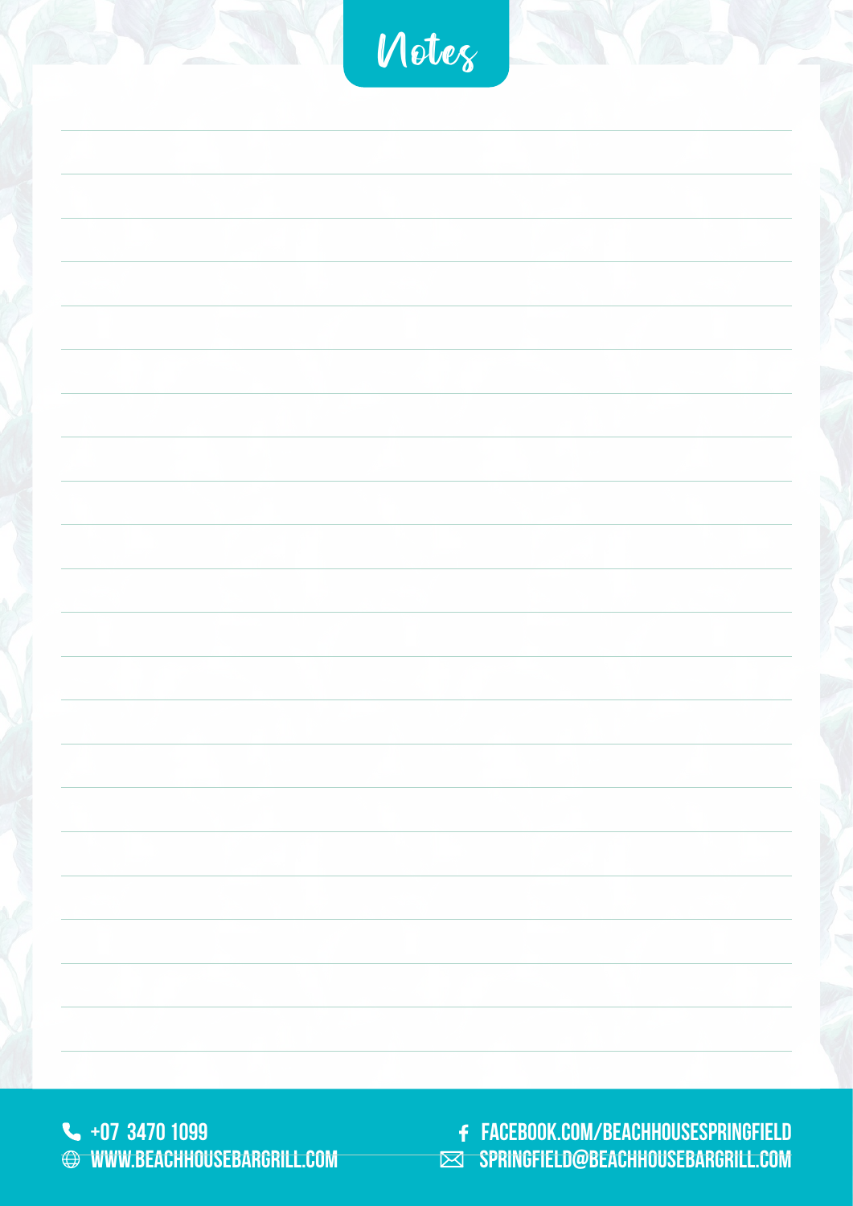# Notes

+07 3470 1099
WWW.BEACHHOUSEBARGRILL.COM
FACEBOOK.COM/BEACHHOUSESPRINGFIELD
SPRINGFIELD@BEACHHOUSEBARGRILL.COM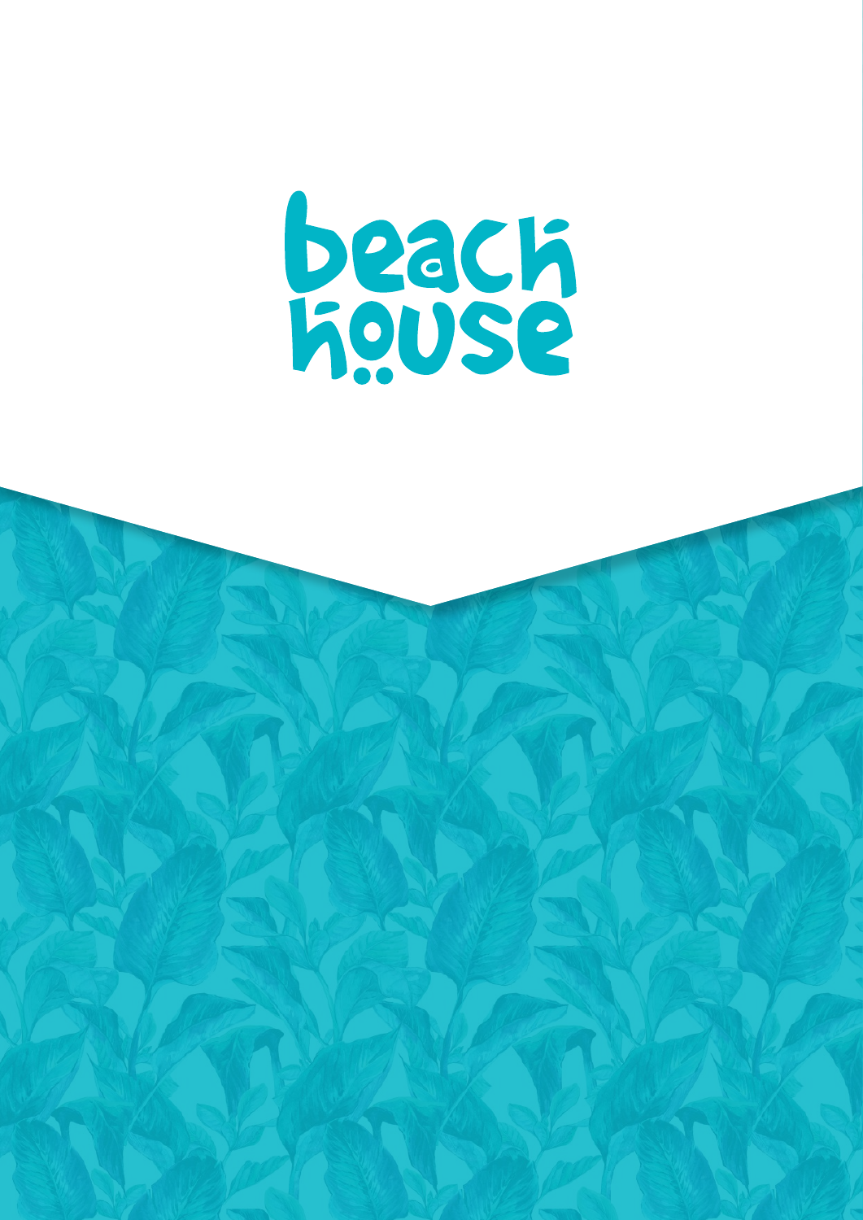beach house